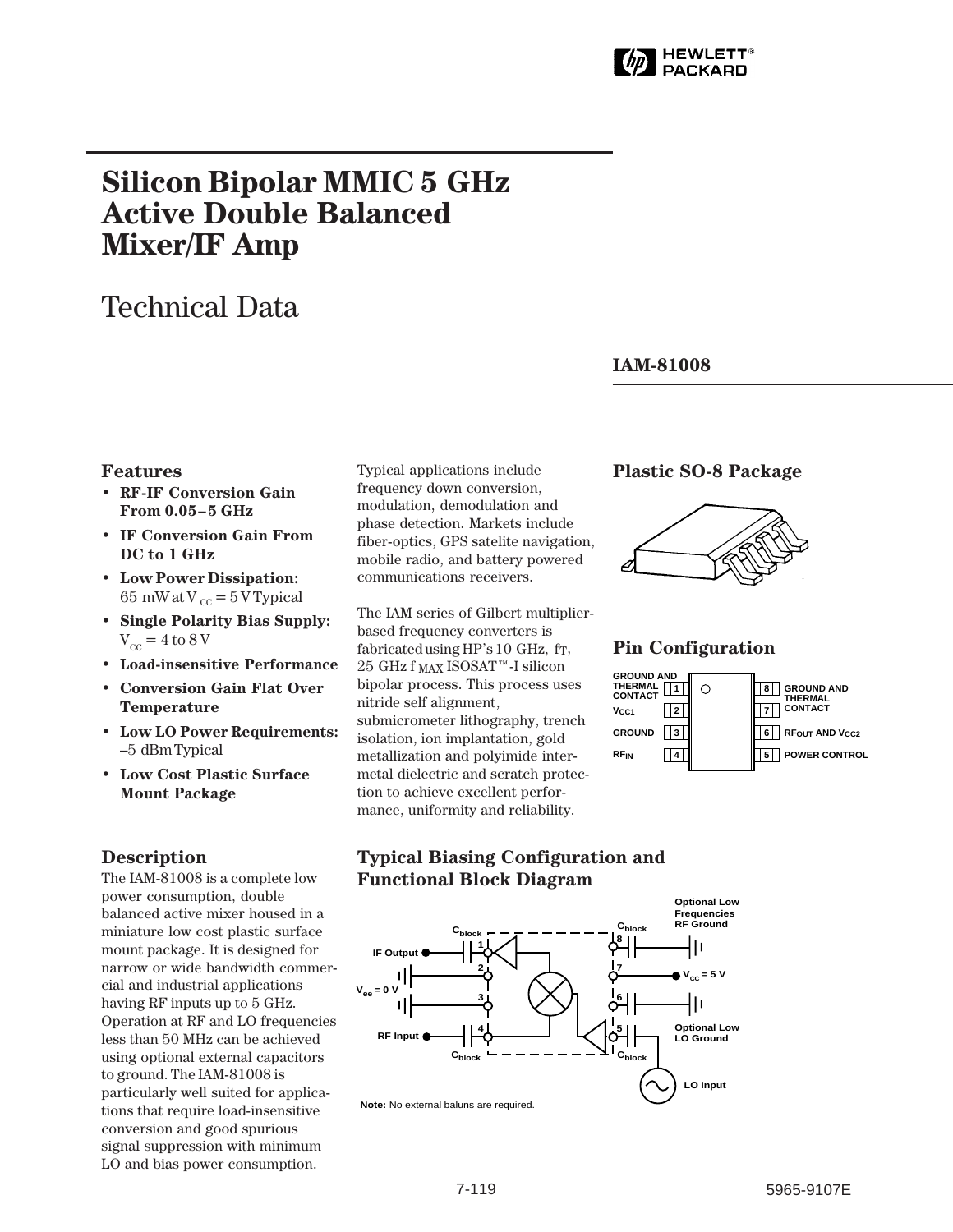HEWLETT® PACKARD

# Silicon Bipolar MMIC 5 GHz Active Double Balanced Mixer/IF Amp

## Technical Data

**IAM-81008**

### Features

- **RF-IF Conversion Gain From 0.05 – 5 GHz**
- **IF Conversion Gain From DC to 1 GHz**
- **Low Power Dissipation:** 65 mW at $V_{CC}$ = 5 V Typical
- **Single Polarity Bias Supply:** $V_{CC}$ = 4 to 8 V
- **Load-insensitive Performance**
- **Conversion Gain Flat Over Temperature**
- **Low LO Power Requirements:** –5 dBm Typical
- **Low Cost Plastic Surface Mount Package**

Typical applications include frequency down conversion, modulation, demodulation and phase detection. Markets include fiber-optics, GPS satelite navigation, mobile radio, and battery powered communications receivers.

The IAM series of Gilbert multiplier-based frequency converters is fabricated using HP's 10 GHz, $f_T$, 25 GHz $f_{MAX}$ ISOSAT™-I silicon bipolar process. This process uses nitride self alignment, submicrometer lithography, trench isolation, ion implantation, gold metallization and polyimide inter-metal dielectric and scratch protection to achieve excellent performance, uniformity and reliability.

### Plastic SO-8 Package

### Pin Configuration

| Pin | Function | Pin | Function |
|---|---|---|---|
| 1 | GROUND AND THERMAL CONTACT | 8 | GROUND AND THERMAL CONTACT |
| 2 | $V_{CC1}$ | 7 | |
| 3 | GROUND | 6 | $RF_{OUT}$ AND $V_{CC2}$ |
| 4 | $RF_{IN}$ | 5 | POWER CONTROL |

### Description

The IAM-81008 is a complete low power consumption, double balanced active mixer housed in a miniature low cost plastic surface mount package. It is designed for narrow or wide bandwidth commercial and industrial applications having RF inputs up to 5 GHz. Operation at RF and LO frequencies less than 50 MHz can be achieved using optional external capacitors to ground. The IAM-81008 is particularly well suited for applications that require load-insensitive conversion and good spurious signal suppression with minimum LO and bias power consumption.

### Typical Biasing Configuration and Functional Block Diagram

IF Output, $V_{ee}$ = 0 V, RF Input, $C_{block}$, $V_{CC}$ = 5 V, Optional Low Frequencies RF Ground, Optional Low LO Ground, LO Input

**Note:** No external baluns are required.

5965-9107E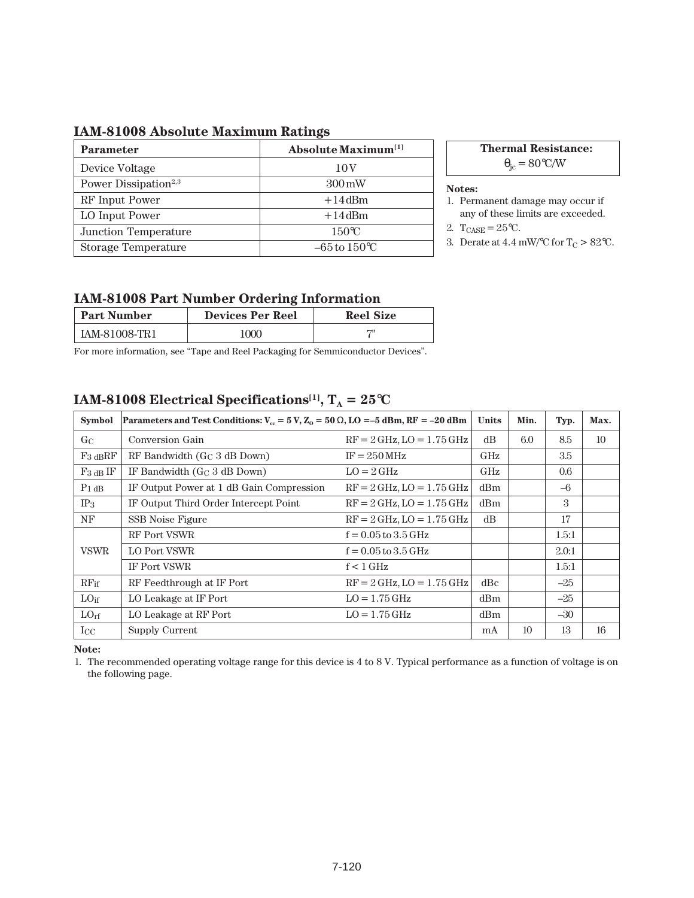## IAM-81008 Absolute Maximum Ratings

| Parameter | Absolute Maximum[1] |
|---|---|
| Device Voltage | 10 V |
| Power Dissipation[2,3] | 300 mW |
| RF Input Power | +14 dBm |
| LO Input Power | +14 dBm |
| Junction Temperature | 150°C |
| Storage Temperature | –65 to 150°C |

**Thermal Resistance:**
$\theta_{jc}$ = 80°C/W

**Notes:**
1. Permanent damage may occur if any of these limits are exceeded.
2. $T_{CASE}$ = 25°C.
3. Derate at 4.4 mW/°C for $T_C$ > 82°C.

## IAM-81008 Part Number Ordering Information

| Part Number | Devices Per Reel | Reel Size |
|---|---|---|
| IAM-81008-TR1 | 1000 | 7" |

For more information, see "Tape and Reel Packaging for Semmiconductor Devices".

## IAM-81008 Electrical Specifications[1], $T_A$ = 25°C

| Symbol | Parameters and Test Conditions: $V_{cc}$ = 5 V, $Z_O$ = 50 Ω, LO = –5 dBm, RF = –20 dBm | | Units | Min. | Typ. | Max. |
|---|---|---|---|---|---|---|
| $G_C$ | Conversion Gain | RF = 2 GHz, LO = 1.75 GHz | dB | 6.0 | 8.5 | 10 |
| $F_{3\ dB}RF$ | RF Bandwidth ($G_C$ 3 dB Down) | IF = 250 MHz | GHz | | 3.5 | |
| $F_{3\ dB}$ IF | IF Bandwidth ($G_C$ 3 dB Down) | LO = 2 GHz | GHz | | 0.6 | |
| $P_{1\ dB}$ | IF Output Power at 1 dB Gain Compression | RF = 2 GHz, LO = 1.75 GHz | dBm | | –6 | |
| $IP_3$ | IF Output Third Order Intercept Point | RF = 2 GHz, LO = 1.75 GHz | dBm | | 3 | |
| NF | SSB Noise Figure | RF = 2 GHz, LO = 1.75 GHz | dB | | 17 | |
| VSWR | RF Port VSWR | f = 0.05 to 3.5 GHz | | | 1.5:1 | |
| | LO Port VSWR | f = 0.05 to 3.5 GHz | | | 2.0:1 | |
| | IF Port VSWR | f < 1 GHz | | | 1.5:1 | |
| $RF_{if}$ | RF Feedthrough at IF Port | RF = 2 GHz, LO = 1.75 GHz | dBc | | –25 | |
| $LO_{if}$ | LO Leakage at IF Port | LO = 1.75 GHz | dBm | | –25 | |
| $LO_{rf}$ | LO Leakage at RF Port | LO = 1.75 GHz | dBm | | –30 | |
| $I_{CC}$ | Supply Current | | mA | 10 | 13 | 16 |

**Note:**
1. The recommended operating voltage range for this device is 4 to 8 V. Typical performance as a function of voltage is on the following page.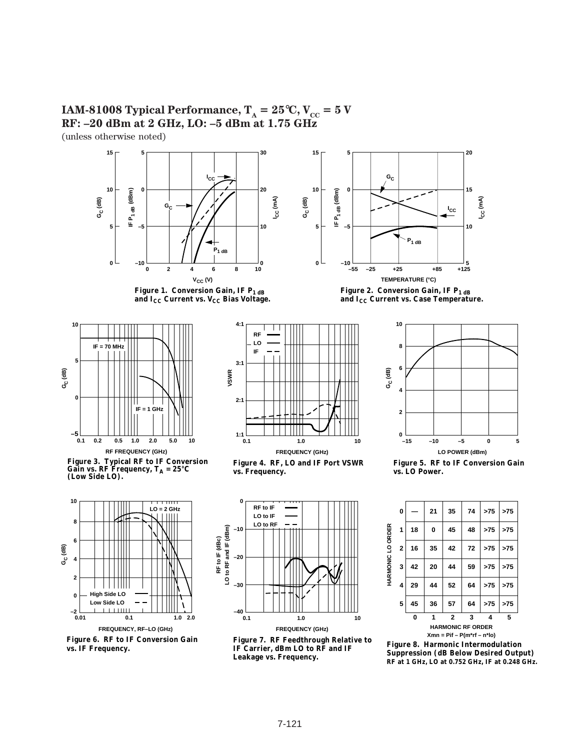## IAM-81008 Typical Performance, $T_A = 25°C$, $V_{CC} = 5$ V
## RF: –20 dBm at 2 GHz, LO: –5 dBm at 1.75 GHz

(unless otherwise noted)

**Figure 1. Conversion Gain, IF $P_{1\,dB}$ and $I_{CC}$ Current vs. $V_{CC}$ Bias Voltage.**

**Figure 2. Conversion Gain, IF $P_{1\,dB}$ and $I_{CC}$ Current vs. Case Temperature.**

**Figure 3. Typical RF to IF Conversion Gain vs. RF Frequency, $T_A = 25°C$ (Low Side LO).**

**Figure 4. RF, LO and IF Port VSWR vs. Frequency.**

**Figure 5. RF to IF Conversion Gain vs. LO Power.**

**Figure 6. RF to IF Conversion Gain vs. IF Frequency.**

**Figure 7. RF Feedthrough Relative to IF Carrier, dBm LO to RF and IF Leakage vs. Frequency.**

| HARMONIC LO ORDER \ HARMONIC RF ORDER | 0 | 1 | 2 | 3 | 4 | 5 |
|---|---|---|---|---|---|---|
| 0 | — | 21 | 35 | 74 | >75 | >75 |
| 1 | 18 | 0 | 45 | 48 | >75 | >75 |
| 2 | 16 | 35 | 42 | 72 | >75 | >75 |
| 3 | 42 | 20 | 44 | 59 | >75 | >75 |
| 4 | 29 | 44 | 52 | 64 | >75 | >75 |
| 5 | 45 | 36 | 57 | 64 | >75 | >75 |

$X_{mn} = P_{if} - P(m{*}rf - n{*}lo)$

**Figure 8. Harmonic Intermodulation Suppression (dB Below Desired Output)**
**RF at 1 GHz, LO at 0.752 GHz, IF at 0.248 GHz.**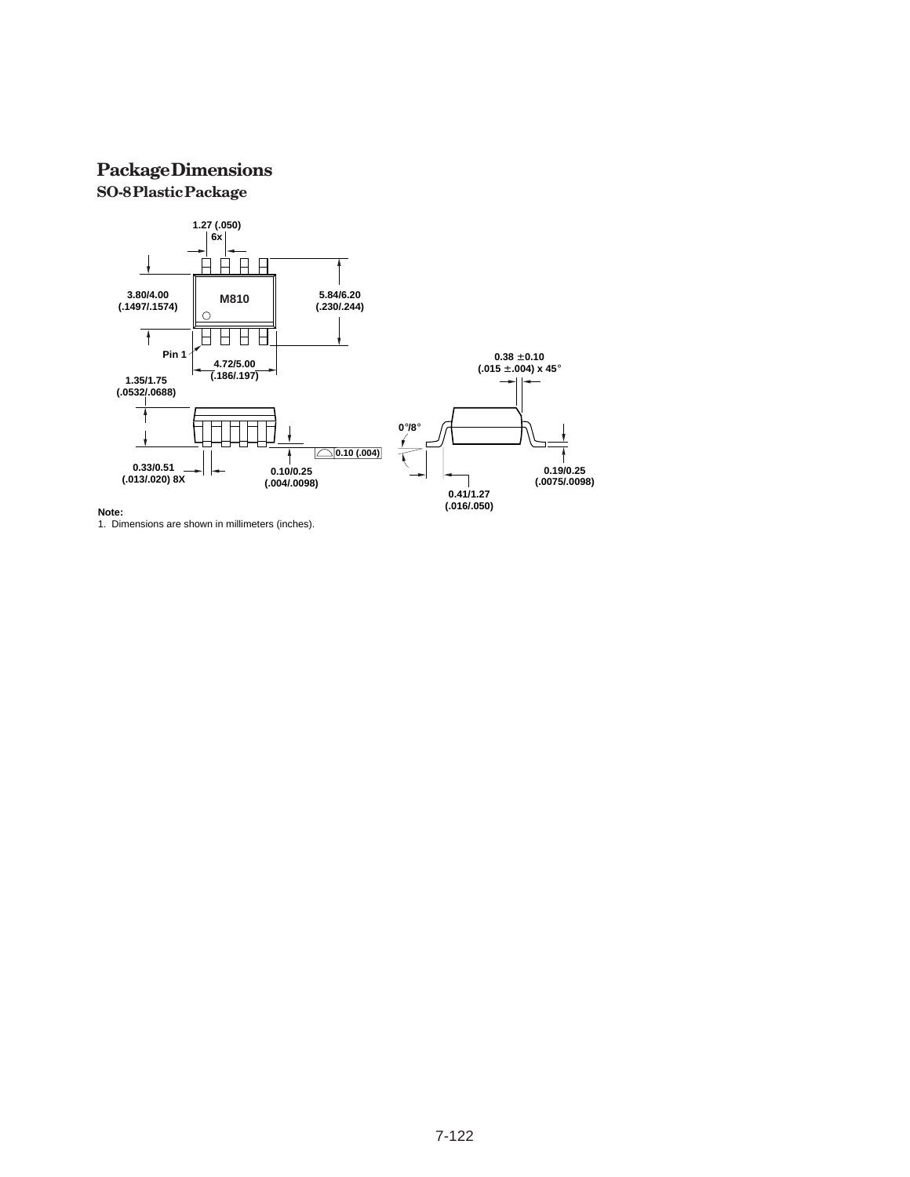# Package Dimensions

## SO-8 Plastic Package

1.27 (.050)
6x

3.80/4.00
(.1497/.1574)

M810

5.84/6.20
(.230/.244)

Pin 1

4.72/5.00
(.186/.197)

1.35/1.75
(.0532/.0688)

0.38 ±0.10
(.015 ±.004) x 45°

0°/8°

0.10 (.004)

0.33/0.51
(.013/.020) 8X

0.10/0.25
(.004/.0098)

0.41/1.27
(.016/.050)

0.19/0.25
(.0075/.0098)

**Note:**

1. Dimensions are shown in millimeters (inches).